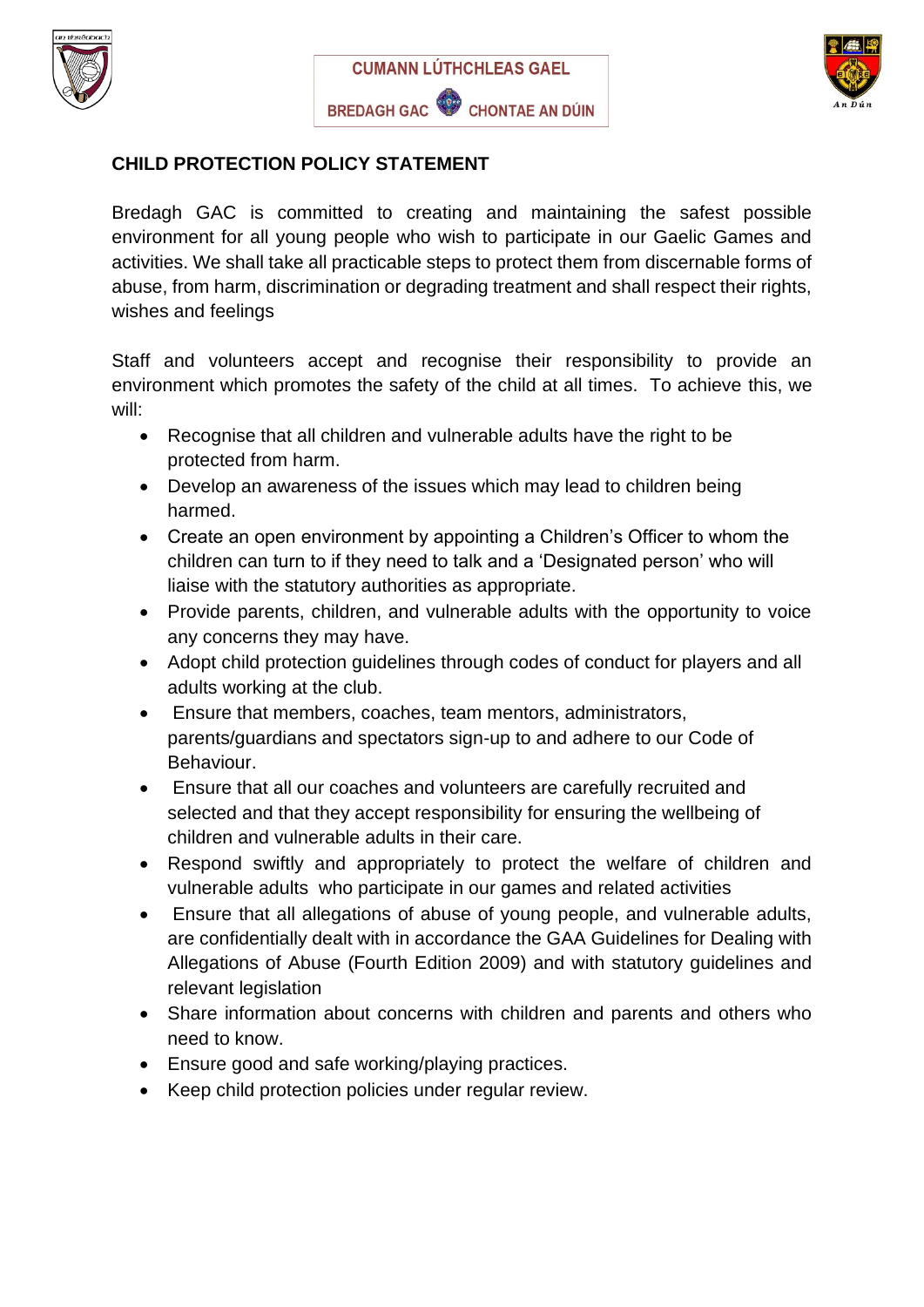CUMANN LÚTHCHLEAS GAEL

BREDAGH GAC CHONTAE AN DÚIN

## CHILD PROTECTION POLICY STATEMENT

Bredagh GAC is committed to creating and maintaining the safest possible environment for all young people who wish to participate in our Gaelic Games and activities. We shall take all practicable steps to protect them from discernable forms of abuse, from harm, discrimination or degrading treatment and shall respect their rights, wishes and feelings

Staff and volunteers accept and recognise their responsibility to provide an environment which promotes the safety of the child at all times. To achieve this, we will:

- Recognise that all children and vulnerable adults have the right to be protected from harm.
- Develop an awareness of the issues which may lead to children being harmed.
- Create an open environment by appointing a Children's Officer to whom the children can turn to if they need to talk and a 'Designated person' who will liaise with the statutory authorities as appropriate.
- Provide parents, children, and vulnerable adults with the opportunity to voice any concerns they may have.
- Adopt child protection guidelines through codes of conduct for players and all adults working at the club.
- Ensure that members, coaches, team mentors, administrators, parents/guardians and spectators sign-up to and adhere to our Code of Behaviour.
- Ensure that all our coaches and volunteers are carefully recruited and selected and that they accept responsibility for ensuring the wellbeing of children and vulnerable adults in their care.
- Respond swiftly and appropriately to protect the welfare of children and vulnerable adults who participate in our games and related activities
- Ensure that all allegations of abuse of young people, and vulnerable adults, are confidentially dealt with in accordance the GAA Guidelines for Dealing with Allegations of Abuse (Fourth Edition 2009) and with statutory guidelines and relevant legislation
- Share information about concerns with children and parents and others who need to know.
- Ensure good and safe working/playing practices.
- Keep child protection policies under regular review.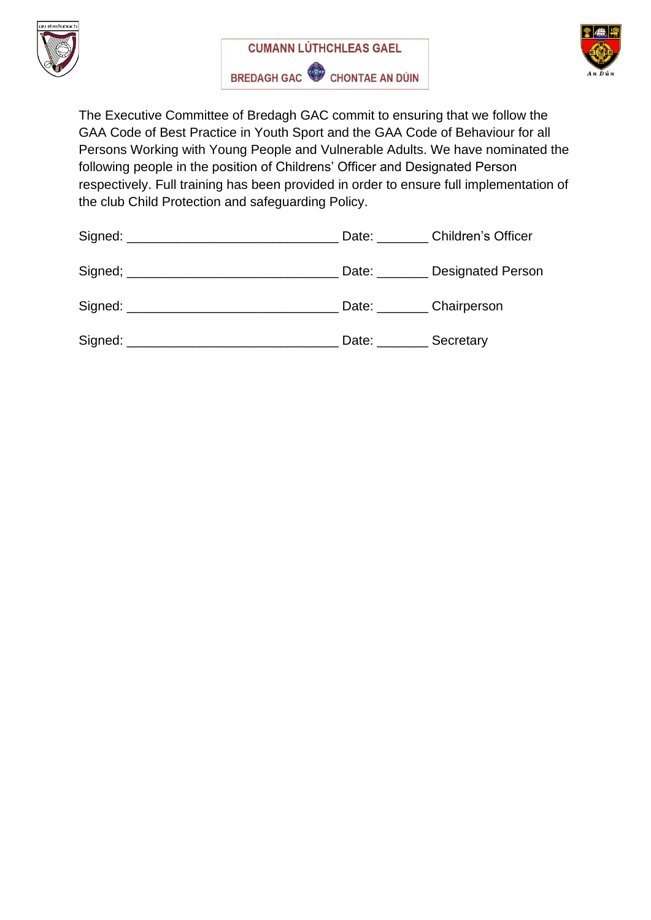CUMANN LÚTHCHLEAS GAEL

BREDAGH GAC CHONTAE AN DÚIN

The Executive Committee of Bredagh GAC commit to ensuring that we follow the GAA Code of Best Practice in Youth Sport and the GAA Code of Behaviour for all Persons Working with Young People and Vulnerable Adults. We have nominated the following people in the position of Childrens' Officer and Designated Person respectively. Full training has been provided in order to ensure full implementation of the club Child Protection and safeguarding Policy.

Signed: ____________________________ Date: _______ Children's Officer

Signed; ____________________________ Date: _______ Designated Person

Signed: ____________________________ Date: _______ Chairperson

Signed: ____________________________ Date: _______ Secretary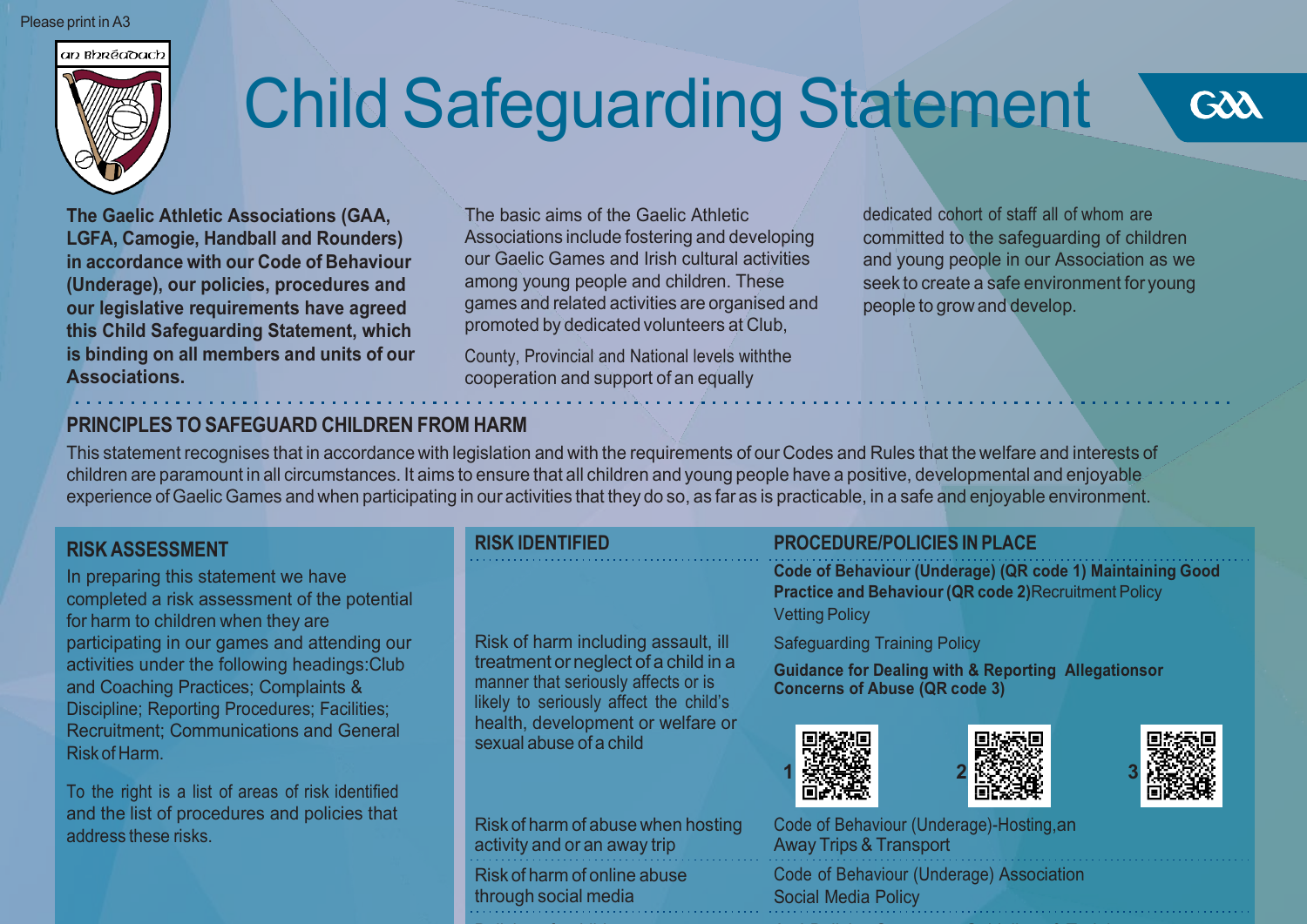Please print in A3

an Bhréadach

# Child Safeguarding Statement

GAA

**The Gaelic Athletic Associations (GAA, LGFA, Camogie, Handball and Rounders) in accordance with our Code of Behaviour (Underage), our policies, procedures and our legislative requirements have agreed this Child Safeguarding Statement, which is binding on all members and units of our Associations.**

The basic aims of the Gaelic Athletic Associations include fostering and developing our Gaelic Games and Irish cultural activities among young people and children. These games and related activities are organised and promoted by dedicated volunteers at Club, County, Provincial and National levels withthe cooperation and support of an equally dedicated cohort of staff all of whom are committed to the safeguarding of children and young people in our Association as we seek to create a safe environment for young people to grow and develop.

## PRINCIPLES TO SAFEGUARD CHILDREN FROM HARM

This statement recognises that in accordance with legislation and with the requirements of our Codes and Rules that the welfare and interests of children are paramount in all circumstances. It aims to ensure that all children and young people have a positive, developmental and enjoyable experience of Gaelic Games and when participating in our activities that they do so, as far as is practicable, in a safe and enjoyable environment.

## RISK ASSESSMENT

In preparing this statement we have completed a risk assessment of the potential for harm to children when they are participating in our games and attending our activities under the following headings:Club and Coaching Practices; Complaints & Discipline; Reporting Procedures; Facilities; Recruitment; Communications and General Risk of Harm.

To the right is a list of areas of risk identified and the list of procedures and policies that address these risks.

| RISK IDENTIFIED | PROCEDURE/POLICIES IN PLACE |
| --- | --- |
| Risk of harm including assault, ill treatment or neglect of a child in a manner that seriously affects or is likely to seriously affect the child's health, development or welfare or sexual abuse of a child | **Code of Behaviour (Underage) (QR code 1) Maintaining Good Practice and Behaviour (QR code 2)**Recruitment Policy<br>Vetting Policy<br>Safeguarding Training Policy<br>**Guidance for Dealing with & Reporting Allegationsor Concerns of Abuse (QR code 3)**<br>1 2 3 |
| Risk of harm of abuse when hosting activity and or an away trip | Code of Behaviour (Underage)-Hosting,an Away Trips & Transport |
| Risk of harm of online abuse through social media | Code of Behaviour (Underage) Association Social Media Policy |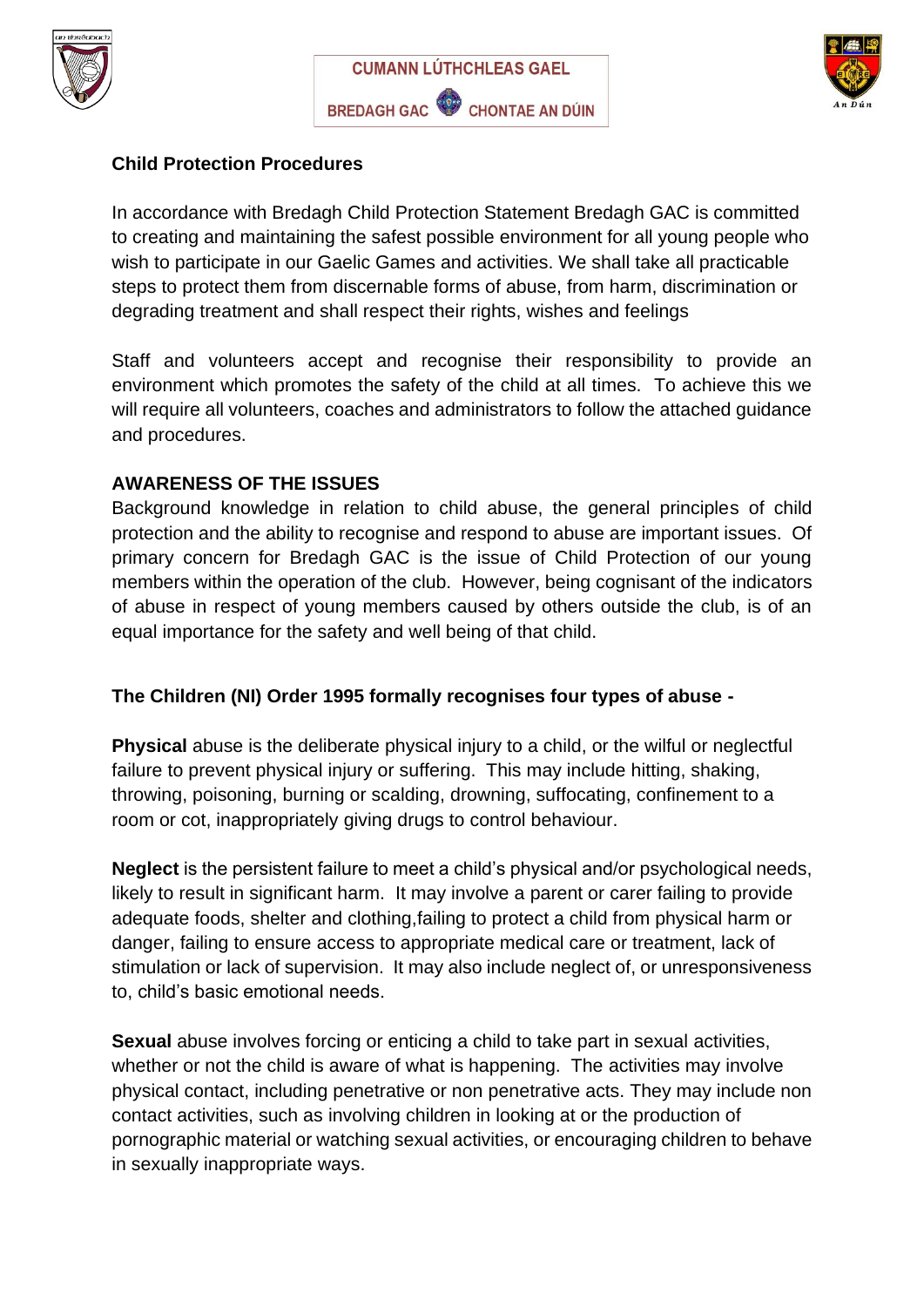## Child Protection Procedures

In accordance with Bredagh Child Protection Statement Bredagh GAC is committed to creating and maintaining the safest possible environment for all young people who wish to participate in our Gaelic Games and activities. We shall take all practicable steps to protect them from discernable forms of abuse, from harm, discrimination or degrading treatment and shall respect their rights, wishes and feelings

Staff and volunteers accept and recognise their responsibility to provide an environment which promotes the safety of the child at all times. To achieve this we will require all volunteers, coaches and administrators to follow the attached guidance and procedures.

### AWARENESS OF THE ISSUES

Background knowledge in relation to child abuse, the general principles of child protection and the ability to recognise and respond to abuse are important issues. Of primary concern for Bredagh GAC is the issue of Child Protection of our young members within the operation of the club. However, being cognisant of the indicators of abuse in respect of young members caused by others outside the club, is of an equal importance for the safety and well being of that child.

### The Children (NI) Order 1995 formally recognises four types of abuse -

**Physical** abuse is the deliberate physical injury to a child, or the wilful or neglectful failure to prevent physical injury or suffering. This may include hitting, shaking, throwing, poisoning, burning or scalding, drowning, suffocating, confinement to a room or cot, inappropriately giving drugs to control behaviour.

**Neglect** is the persistent failure to meet a child's physical and/or psychological needs, likely to result in significant harm. It may involve a parent or carer failing to provide adequate foods, shelter and clothing,failing to protect a child from physical harm or danger, failing to ensure access to appropriate medical care or treatment, lack of stimulation or lack of supervision. It may also include neglect of, or unresponsiveness to, child's basic emotional needs.

**Sexual** abuse involves forcing or enticing a child to take part in sexual activities, whether or not the child is aware of what is happening. The activities may involve physical contact, including penetrative or non penetrative acts. They may include non contact activities, such as involving children in looking at or the production of pornographic material or watching sexual activities, or encouraging children to behave in sexually inappropriate ways.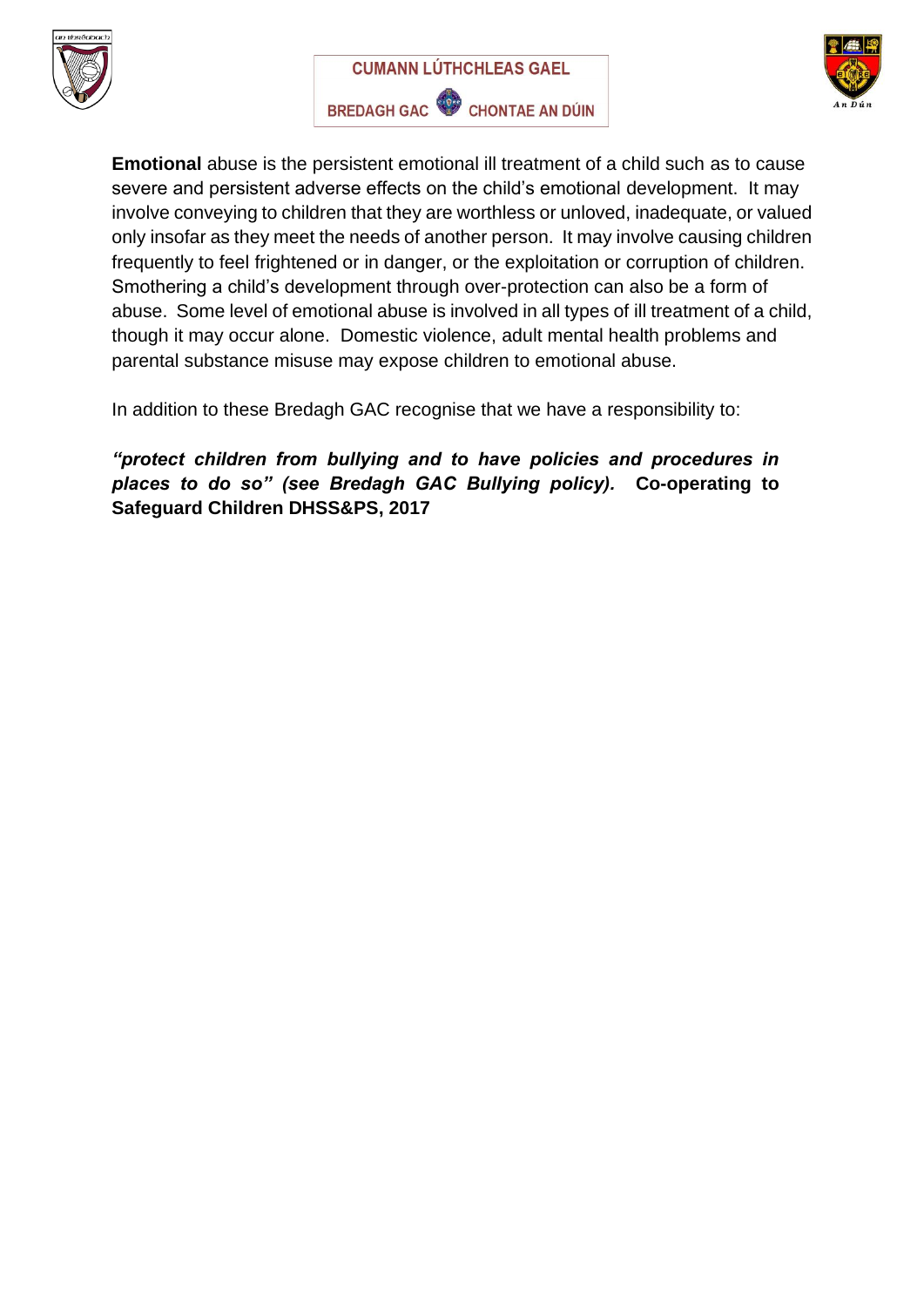**Emotional** abuse is the persistent emotional ill treatment of a child such as to cause severe and persistent adverse effects on the child's emotional development. It may involve conveying to children that they are worthless or unloved, inadequate, or valued only insofar as they meet the needs of another person. It may involve causing children frequently to feel frightened or in danger, or the exploitation or corruption of children. Smothering a child's development through over-protection can also be a form of abuse. Some level of emotional abuse is involved in all types of ill treatment of a child, though it may occur alone. Domestic violence, adult mental health problems and parental substance misuse may expose children to emotional abuse.

In addition to these Bredagh GAC recognise that we have a responsibility to:

***"protect children from bullying and to have policies and procedures in places to do so" (see Bredagh GAC Bullying policy).*** **Co-operating to Safeguard Children DHSS&PS, 2017**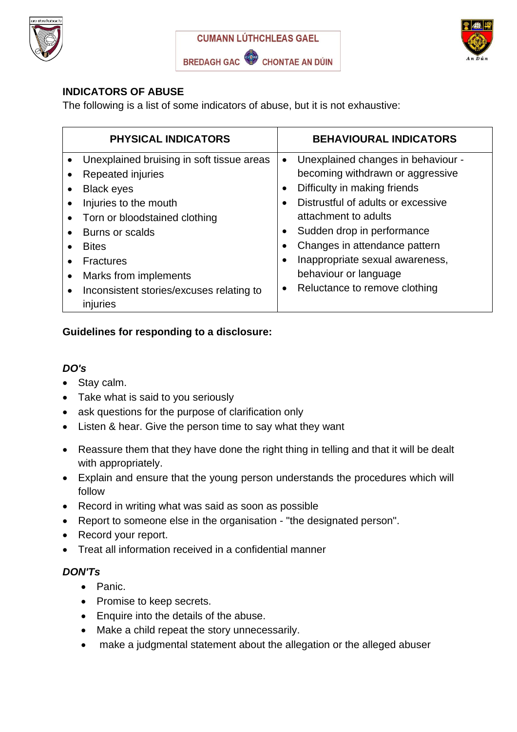CUMANN LÚTHCHLEAS GAEL

BREDAGH GAC CHONTAE AN DÚIN

## INDICATORS OF ABUSE

The following is a list of some indicators of abuse, but it is not exhaustive:

| PHYSICAL INDICATORS | BEHAVIOURAL INDICATORS |
| --- | --- |
| • Unexplained bruising in soft tissue areas<br>• Repeated injuries<br>• Black eyes<br>• Injuries to the mouth<br>• Torn or bloodstained clothing<br>• Burns or scalds<br>• Bites<br>• Fractures<br>• Marks from implements<br>• Inconsistent stories/excuses relating to injuries | • Unexplained changes in behaviour - becoming withdrawn or aggressive<br>• Difficulty in making friends<br>• Distrustful of adults or excessive attachment to adults<br>• Sudden drop in performance<br>• Changes in attendance pattern<br>• Inappropriate sexual awareness, behaviour or language<br>• Reluctance to remove clothing |

**Guidelines for responding to a disclosure:**

***DO's***

- Stay calm.
- Take what is said to you seriously
- ask questions for the purpose of clarification only
- Listen & hear. Give the person time to say what they want
- Reassure them that they have done the right thing in telling and that it will be dealt with appropriately.
- Explain and ensure that the young person understands the procedures which will follow
- Record in writing what was said as soon as possible
- Report to someone else in the organisation - "the designated person".
- Record your report.
- Treat all information received in a confidential manner

***DON'Ts***

- Panic.
- Promise to keep secrets.
- Enquire into the details of the abuse.
- Make a child repeat the story unnecessarily.
- make a judgmental statement about the allegation or the alleged abuser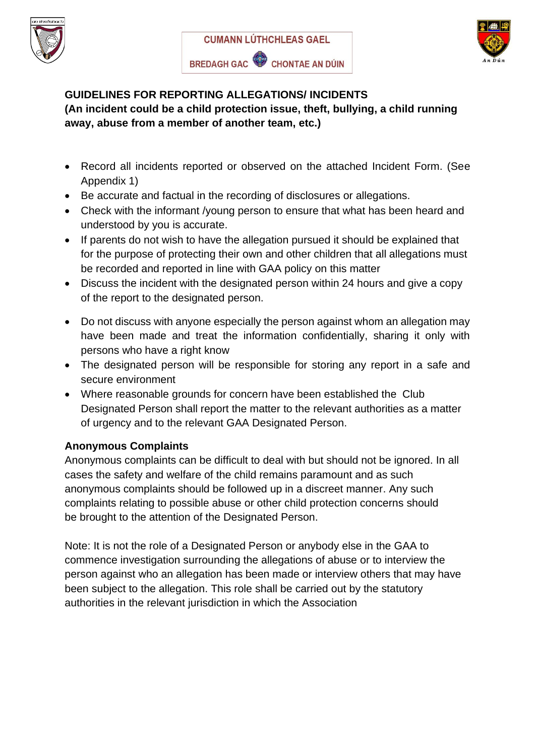CUMANN LÚTHCHLEAS GAEL

BREDAGH GAC CHONTAE AN DÚIN

**GUIDELINES FOR REPORTING ALLEGATIONS/ INCIDENTS**
**(An incident could be a child protection issue, theft, bullying, a child running away, abuse from a member of another team, etc.)**

- Record all incidents reported or observed on the attached Incident Form. (See Appendix 1)
- Be accurate and factual in the recording of disclosures or allegations.
- Check with the informant /young person to ensure that what has been heard and understood by you is accurate.
- If parents do not wish to have the allegation pursued it should be explained that for the purpose of protecting their own and other children that all allegations must be recorded and reported in line with GAA policy on this matter
- Discuss the incident with the designated person within 24 hours and give a copy of the report to the designated person.
- Do not discuss with anyone especially the person against whom an allegation may have been made and treat the information confidentially, sharing it only with persons who have a right know
- The designated person will be responsible for storing any report in a safe and secure environment
- Where reasonable grounds for concern have been established the Club Designated Person shall report the matter to the relevant authorities as a matter of urgency and to the relevant GAA Designated Person.

**Anonymous Complaints**

Anonymous complaints can be difficult to deal with but should not be ignored. In all cases the safety and welfare of the child remains paramount and as such anonymous complaints should be followed up in a discreet manner. Any such complaints relating to possible abuse or other child protection concerns should be brought to the attention of the Designated Person.

Note: It is not the role of a Designated Person or anybody else in the GAA to commence investigation surrounding the allegations of abuse or to interview the person against who an allegation has been made or interview others that may have been subject to the allegation. This role shall be carried out by the statutory authorities in the relevant jurisdiction in which the Association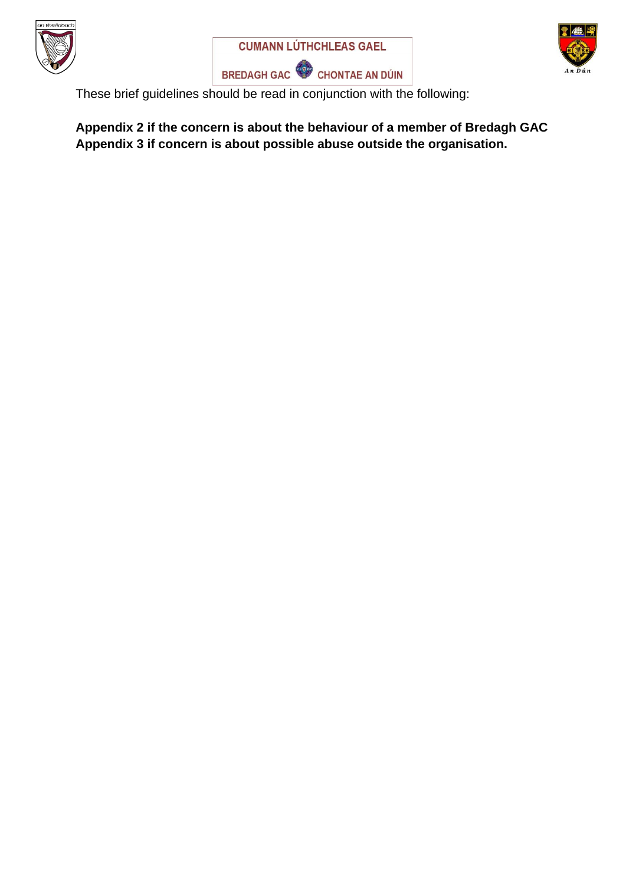These brief guidelines should be read in conjunction with the following:

**Appendix 2 if the concern is about the behaviour of a member of Bredagh GAC**
**Appendix 3 if concern is about possible abuse outside the organisation.**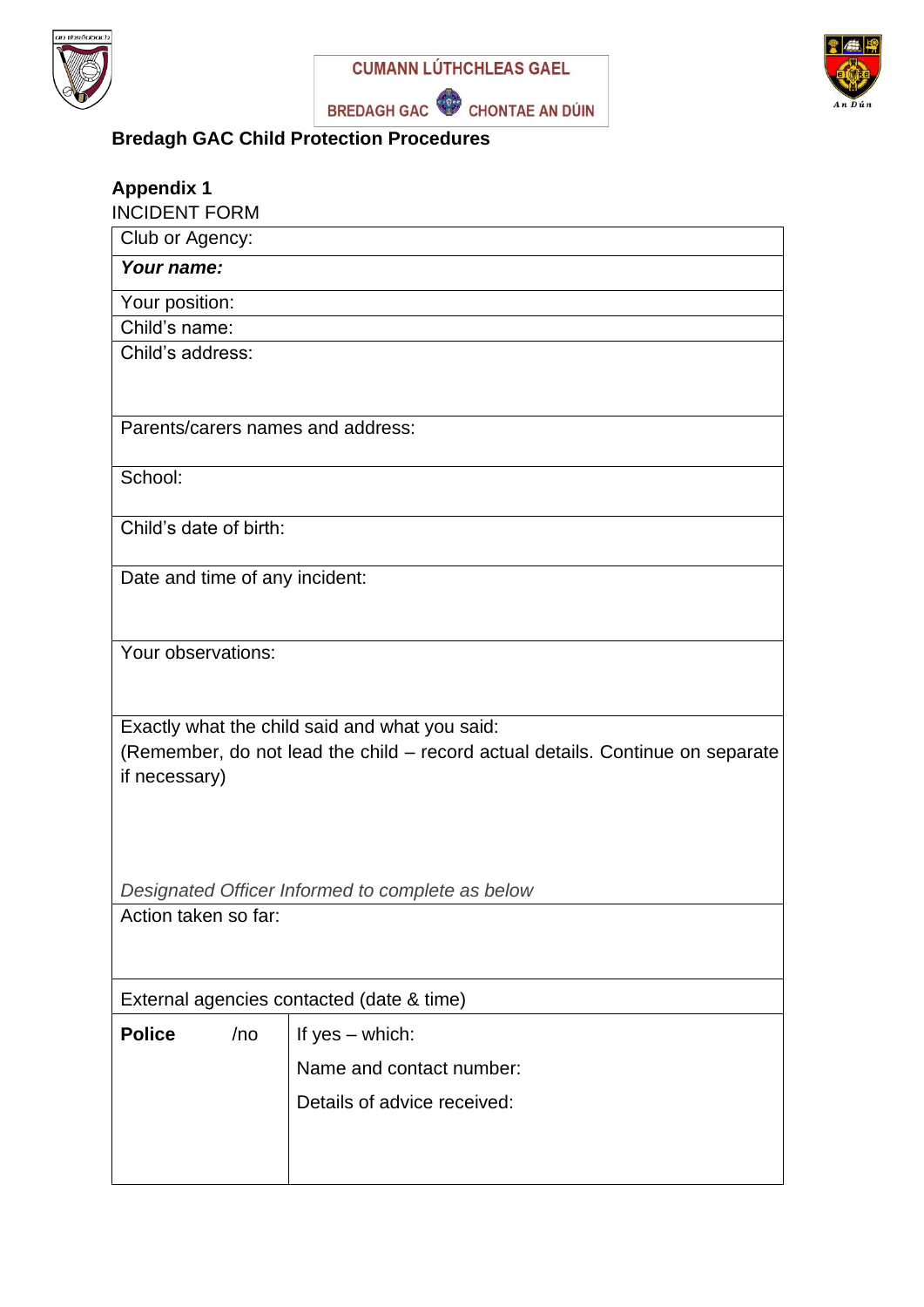CUMANN LÚTHCHLEAS GAEL

BREDAGH GAC CHONTAE AN DÚIN

**Bredagh GAC Child Protection Procedures**

**Appendix 1**

INCIDENT FORM

| Club or Agency: | |
|---|---|
| ***Your name:*** | |
| Your position: | |
| Child's name: | |
| Child's address: | |
| Parents/carers names and address: | |
| School: | |
| Child's date of birth: | |
| Date and time of any incident: | |
| Your observations: | |
| Exactly what the child said and what you said:<br>(Remember, do not lead the child – record actual details. Continue on separate if necessary)<br><br>*Designated Officer Informed to complete as below* | |
| Action taken so far: | |
| External agencies contacted (date & time) | |
| **Police** /no | If yes – which:<br>Name and contact number:<br>Details of advice received: |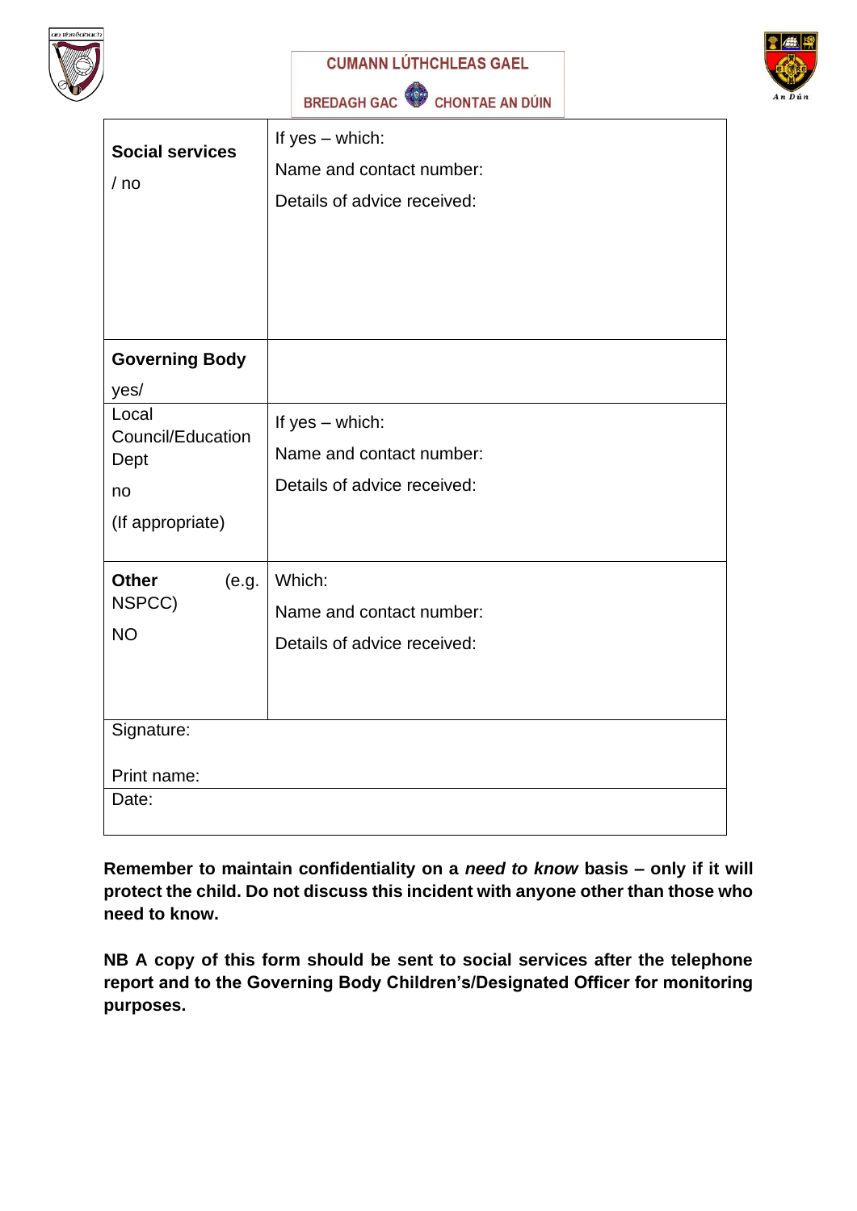| | |
|---|---|
| **Social services**<br><br>/ no | If yes – which:<br><br>Name and contact number:<br><br>Details of advice received: |
| **Governing Body**<br><br>yes/ | |
| Local Council/Education Dept<br><br>no<br><br>(If appropriate) | If yes – which:<br><br>Name and contact number:<br><br>Details of advice received: |
| **Other** (e.g. NSPCC)<br><br>NO | Which:<br><br>Name and contact number:<br><br>Details of advice received: |
| Signature:<br><br>Print name: | |
| Date: | |

**Remember to maintain confidentiality on a *need to know* basis – only if it will protect the child. Do not discuss this incident with anyone other than those who need to know.**

**NB A copy of this form should be sent to social services after the telephone report and to the Governing Body Children's/Designated Officer for monitoring purposes.**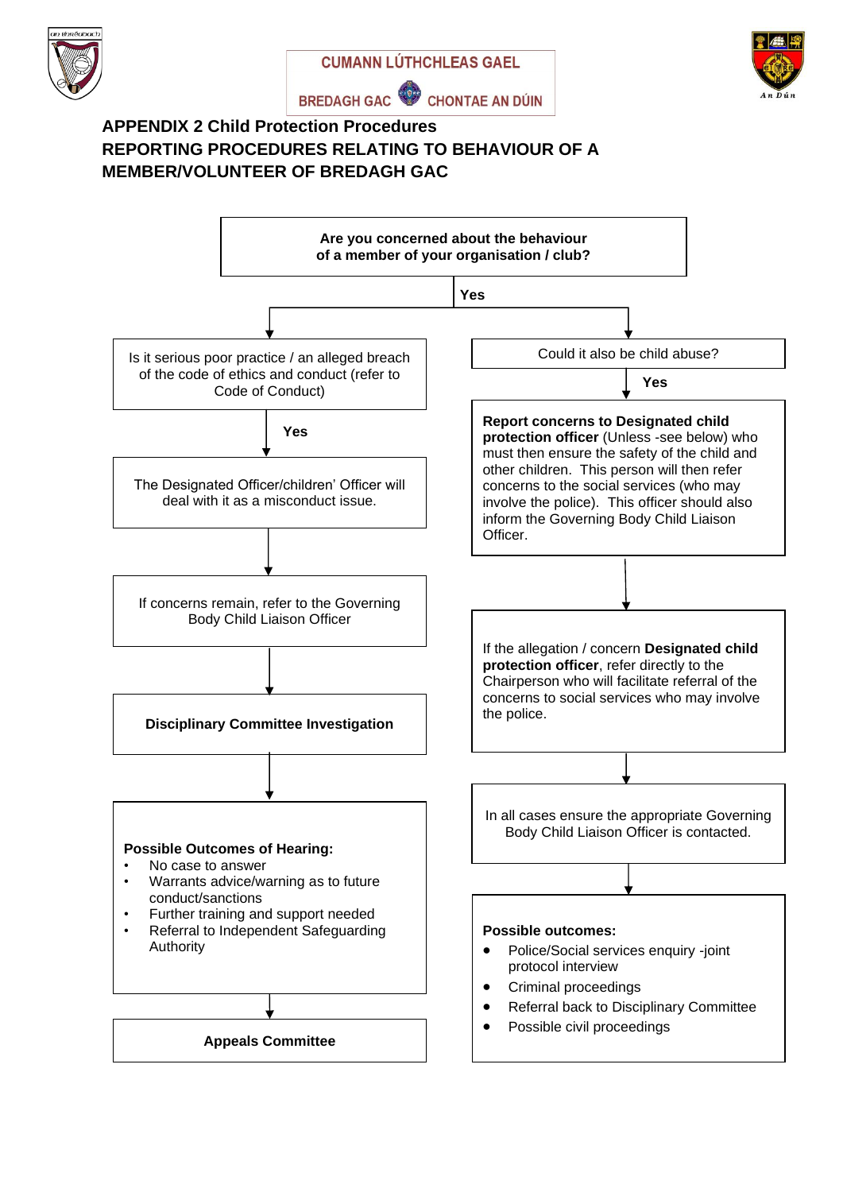CUMANN LÚTHCHLEAS GAEL

BREDAGH GAC CHONTAE AN DÚIN

## APPENDIX 2 Child Protection Procedures

## REPORTING PROCEDURES RELATING TO BEHAVIOUR OF A MEMBER/VOLUNTEER OF BREDAGH GAC

**Are you concerned about the behaviour of a member of your organisation / club?**

**Yes**

Is it serious poor practice / an alleged breach of the code of ethics and conduct (refer to Code of Conduct)

**Yes**

The Designated Officer/children' Officer will deal with it as a misconduct issue.

If concerns remain, refer to the Governing Body Child Liaison Officer

**Disciplinary Committee Investigation**

**Possible Outcomes of Hearing:**

- No case to answer
- Warrants advice/warning as to future conduct/sanctions
- Further training and support needed
- Referral to Independent Safeguarding Authority

**Appeals Committee**

Could it also be child abuse?

**Yes**

**Report concerns to Designated child protection officer** (Unless -see below) who must then ensure the safety of the child and other children. This person will then refer concerns to the social services (who may involve the police). This officer should also inform the Governing Body Child Liaison Officer.

If the allegation / concern **Designated child protection officer**, refer directly to the Chairperson who will facilitate referral of the concerns to social services who may involve the police.

In all cases ensure the appropriate Governing Body Child Liaison Officer is contacted.

**Possible outcomes:**

- Police/Social services enquiry -joint protocol interview
- Criminal proceedings
- Referral back to Disciplinary Committee
- Possible civil proceedings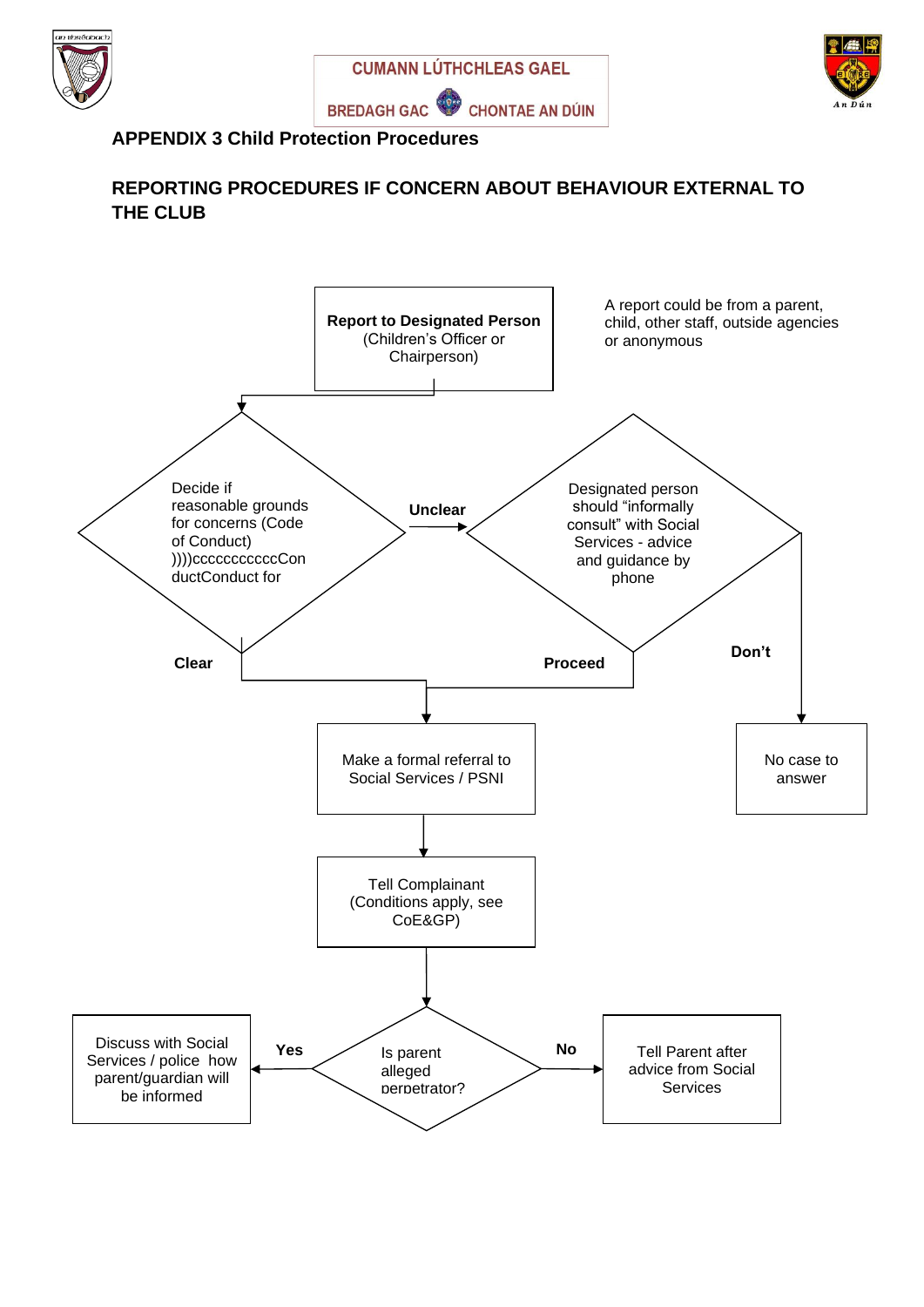CUMANN LÚTHCHLEAS GAEL

BREDAGH GAC CHONTAE AN DÚIN

## APPENDIX 3 Child Protection Procedures

## REPORTING PROCEDURES IF CONCERN ABOUT BEHAVIOUR EXTERNAL TO THE CLUB

**Report to Designated Person** (Children's Officer or Chairperson)

A report could be from a parent, child, other staff, outside agencies or anonymous

Decide if reasonable grounds for concerns (Code of Conduct) ))))cccccccccccCon ductConduct for

**Unclear**

Designated person should "informally consult" with Social Services - advice and guidance by phone

**Clear**

**Proceed**

**Don't**

Make a formal referral to Social Services / PSNI

No case to answer

Tell Complainant (Conditions apply, see CoE&GP)

Is parent alleged perpetrator?

**Yes**

Discuss with Social Services / police how parent/guardian will be informed

**No**

Tell Parent after advice from Social Services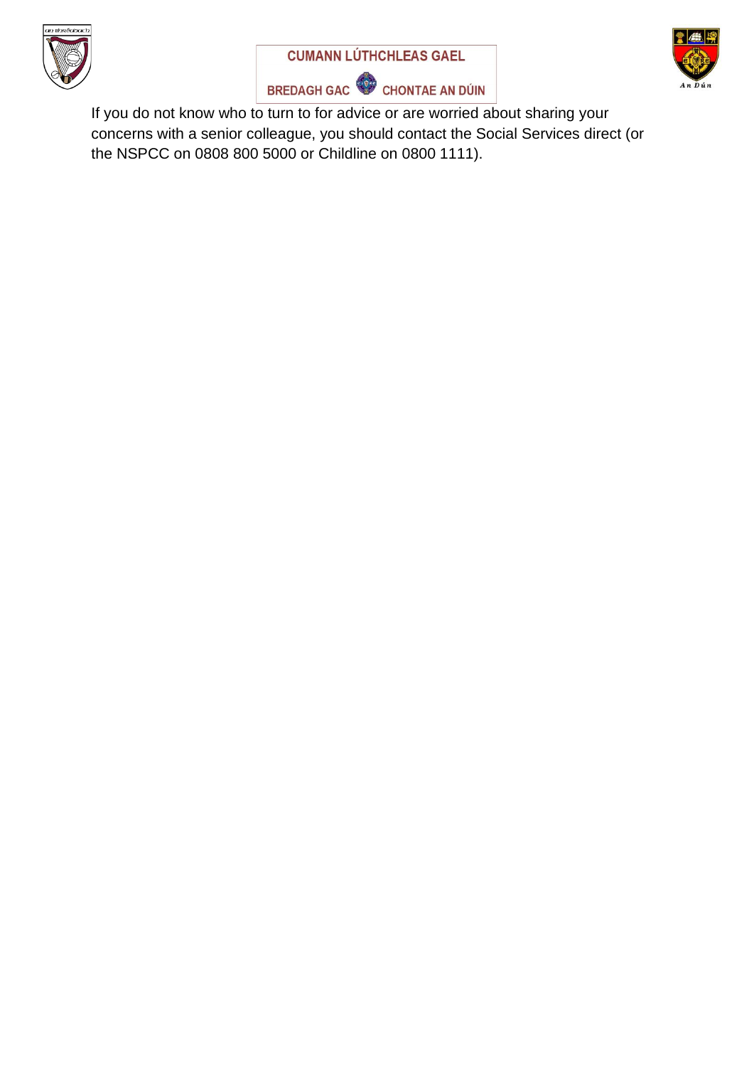If you do not know who to turn to for advice or are worried about sharing your concerns with a senior colleague, you should contact the Social Services direct (or the NSPCC on 0808 800 5000 or Childline on 0800 1111).